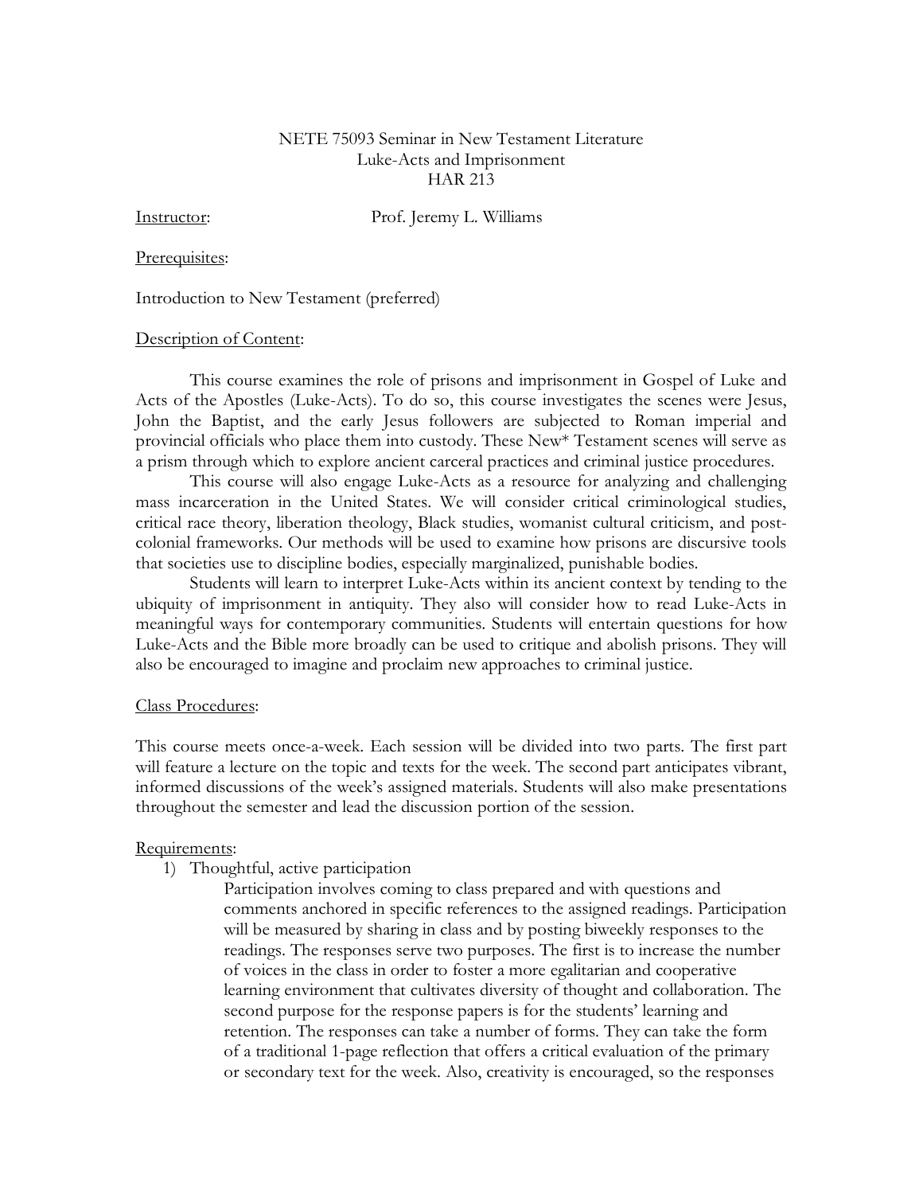NETE 75093 Seminar in New Testament Literature
Luke-Acts and Imprisonment
HAR 213

Instructor: Prof. Jeremy L. Williams

Prerequisites:

Introduction to New Testament (preferred)

Description of Content:

This course examines the role of prisons and imprisonment in Gospel of Luke and Acts of the Apostles (Luke-Acts). To do so, this course investigates the scenes were Jesus, John the Baptist, and the early Jesus followers are subjected to Roman imperial and provincial officials who place them into custody. These New* Testament scenes will serve as a prism through which to explore ancient carceral practices and criminal justice procedures.

This course will also engage Luke-Acts as a resource for analyzing and challenging mass incarceration in the United States. We will consider critical criminological studies, critical race theory, liberation theology, Black studies, womanist cultural criticism, and post-colonial frameworks. Our methods will be used to examine how prisons are discursive tools that societies use to discipline bodies, especially marginalized, punishable bodies.

Students will learn to interpret Luke-Acts within its ancient context by tending to the ubiquity of imprisonment in antiquity. They also will consider how to read Luke-Acts in meaningful ways for contemporary communities. Students will entertain questions for how Luke-Acts and the Bible more broadly can be used to critique and abolish prisons. They will also be encouraged to imagine and proclaim new approaches to criminal justice.

Class Procedures:

This course meets once-a-week. Each session will be divided into two parts. The first part will feature a lecture on the topic and texts for the week. The second part anticipates vibrant, informed discussions of the week's assigned materials. Students will also make presentations throughout the semester and lead the discussion portion of the session.

Requirements:

1) Thoughtful, active participation

   Participation involves coming to class prepared and with questions and comments anchored in specific references to the assigned readings. Participation will be measured by sharing in class and by posting biweekly responses to the readings. The responses serve two purposes. The first is to increase the number of voices in the class in order to foster a more egalitarian and cooperative learning environment that cultivates diversity of thought and collaboration. The second purpose for the response papers is for the students' learning and retention. The responses can take a number of forms. They can take the form of a traditional 1-page reflection that offers a critical evaluation of the primary or secondary text for the week. Also, creativity is encouraged, so the responses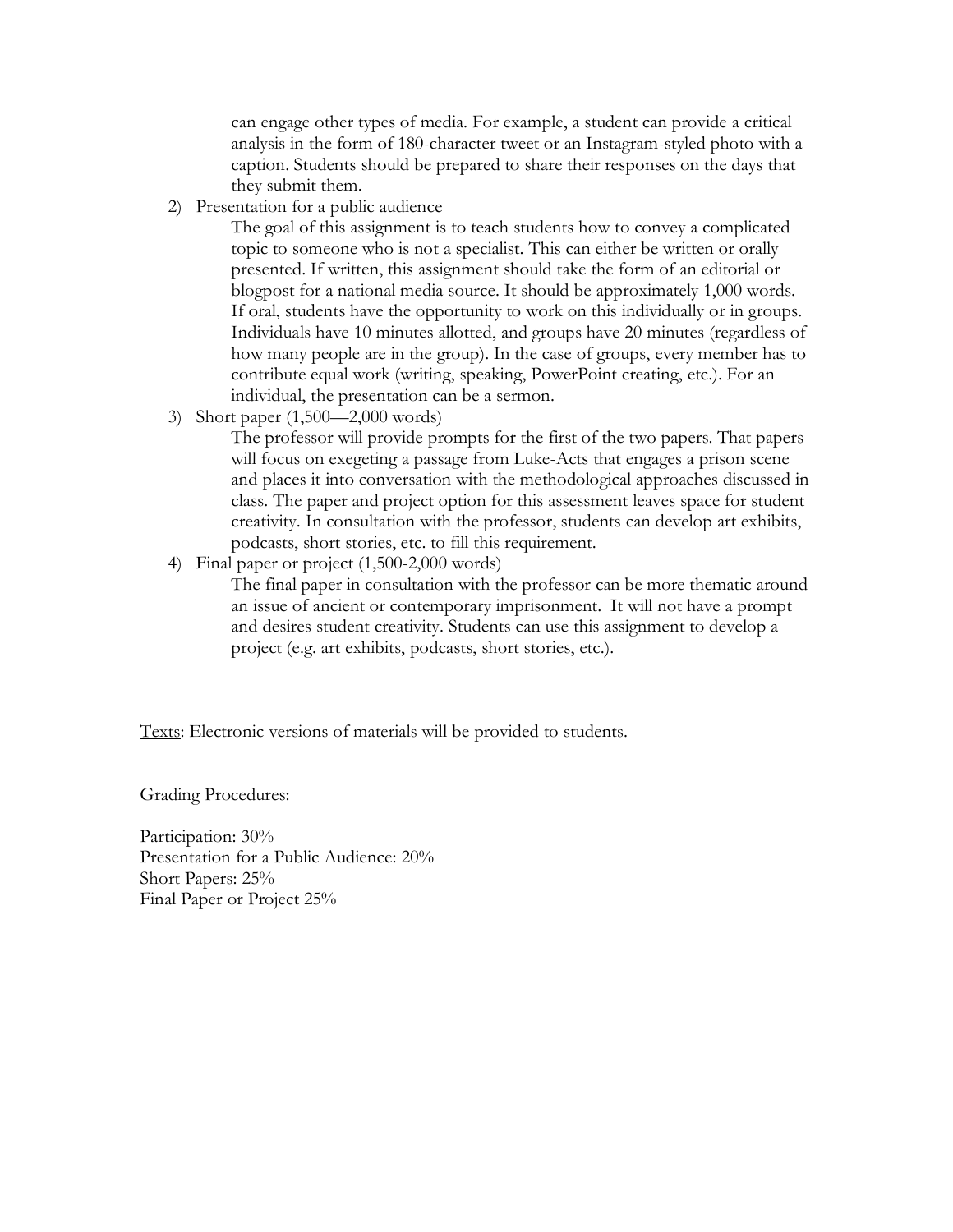can engage other types of media. For example, a student can provide a critical analysis in the form of 180-character tweet or an Instagram-styled photo with a caption. Students should be prepared to share their responses on the days that they submit them.

2) Presentation for a public audience

   The goal of this assignment is to teach students how to convey a complicated topic to someone who is not a specialist. This can either be written or orally presented. If written, this assignment should take the form of an editorial or blogpost for a national media source. It should be approximately 1,000 words. If oral, students have the opportunity to work on this individually or in groups. Individuals have 10 minutes allotted, and groups have 20 minutes (regardless of how many people are in the group). In the case of groups, every member has to contribute equal work (writing, speaking, PowerPoint creating, etc.). For an individual, the presentation can be a sermon.

3) Short paper (1,500—2,000 words)

   The professor will provide prompts for the first of the two papers. That papers will focus on exegeting a passage from Luke-Acts that engages a prison scene and places it into conversation with the methodological approaches discussed in class. The paper and project option for this assessment leaves space for student creativity. In consultation with the professor, students can develop art exhibits, podcasts, short stories, etc. to fill this requirement.

4) Final paper or project (1,500-2,000 words)

   The final paper in consultation with the professor can be more thematic around an issue of ancient or contemporary imprisonment. It will not have a prompt and desires student creativity. Students can use this assignment to develop a project (e.g. art exhibits, podcasts, short stories, etc.).

Texts: Electronic versions of materials will be provided to students.

Grading Procedures:

Participation: 30%
Presentation for a Public Audience: 20%
Short Papers: 25%
Final Paper or Project 25%